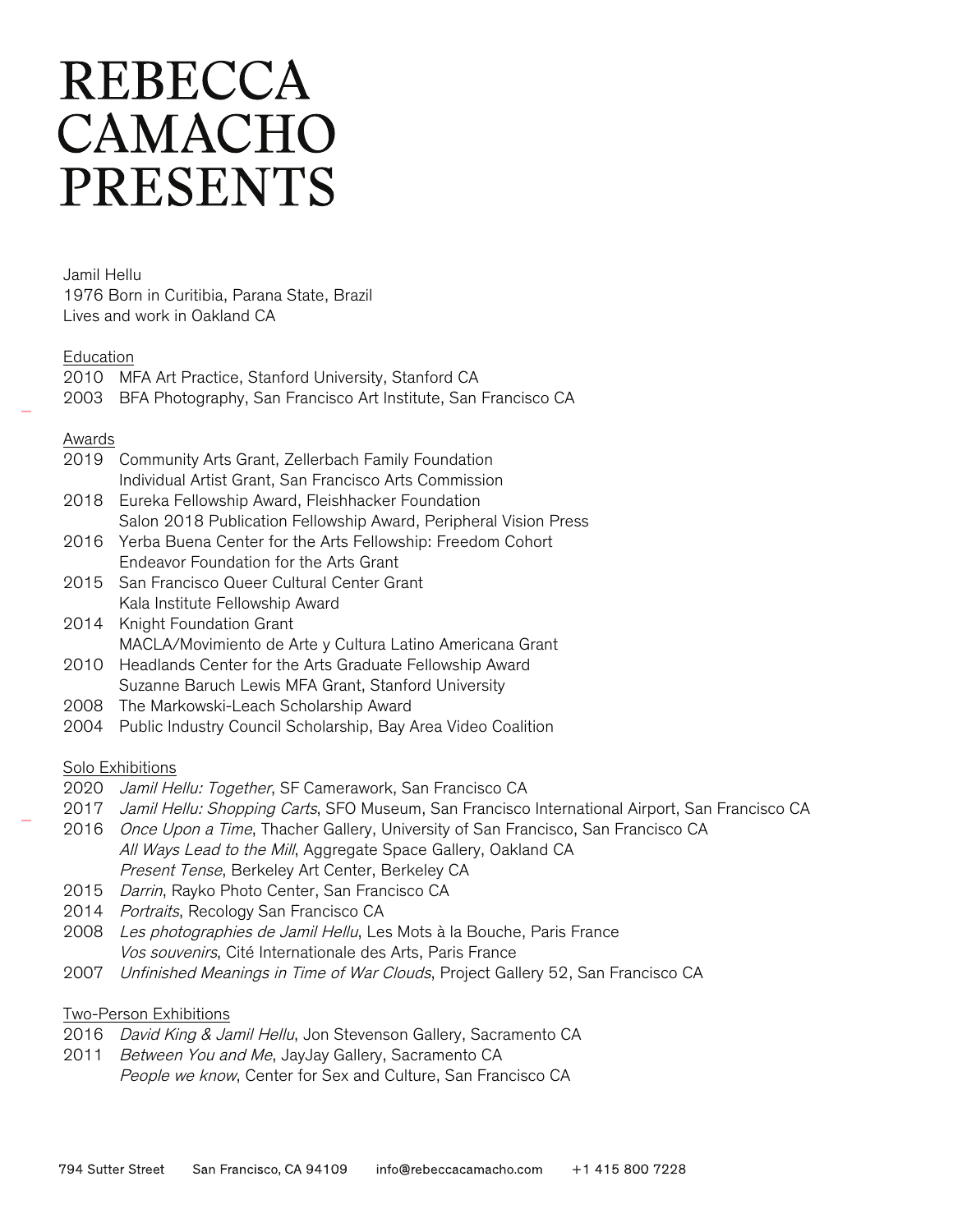# REBECCA CAMACHO PRESENTS

Jamil Hellu
1976 Born in Curitibia, Parana State, Brazil
Lives and work in Oakland CA

## Education

2010 MFA Art Practice, Stanford University, Stanford CA
2003 BFA Photography, San Francisco Art Institute, San Francisco CA

## Awards

2019 Community Arts Grant, Zellerbach Family Foundation
Individual Artist Grant, San Francisco Arts Commission
2018 Eureka Fellowship Award, Fleishhacker Foundation
Salon 2018 Publication Fellowship Award, Peripheral Vision Press
2016 Yerba Buena Center for the Arts Fellowship: Freedom Cohort
Endeavor Foundation for the Arts Grant
2015 San Francisco Queer Cultural Center Grant
Kala Institute Fellowship Award
2014 Knight Foundation Grant
MACLA/Movimiento de Arte y Cultura Latino Americana Grant
2010 Headlands Center for the Arts Graduate Fellowship Award
Suzanne Baruch Lewis MFA Grant, Stanford University
2008 The Markowski-Leach Scholarship Award
2004 Public Industry Council Scholarship, Bay Area Video Coalition

## Solo Exhibitions

2020 *Jamil Hellu: Together*, SF Camerawork, San Francisco CA
2017 *Jamil Hellu: Shopping Carts*, SFO Museum, San Francisco International Airport, San Francisco CA
2016 *Once Upon a Time*, Thacher Gallery, University of San Francisco, San Francisco CA
*All Ways Lead to the Mill*, Aggregate Space Gallery, Oakland CA
*Present Tense*, Berkeley Art Center, Berkeley CA
2015 *Darrin*, Rayko Photo Center, San Francisco CA
2014 *Portraits*, Recology San Francisco CA
2008 *Les photographies de Jamil Hellu*, Les Mots à la Bouche, Paris France
*Vos souvenirs*, Cité Internationale des Arts, Paris France
2007 *Unfinished Meanings in Time of War Clouds*, Project Gallery 52, San Francisco CA

## Two-Person Exhibitions

2016 *David King & Jamil Hellu*, Jon Stevenson Gallery, Sacramento CA
2011 *Between You and Me*, JayJay Gallery, Sacramento CA
*People we know*, Center for Sex and Culture, San Francisco CA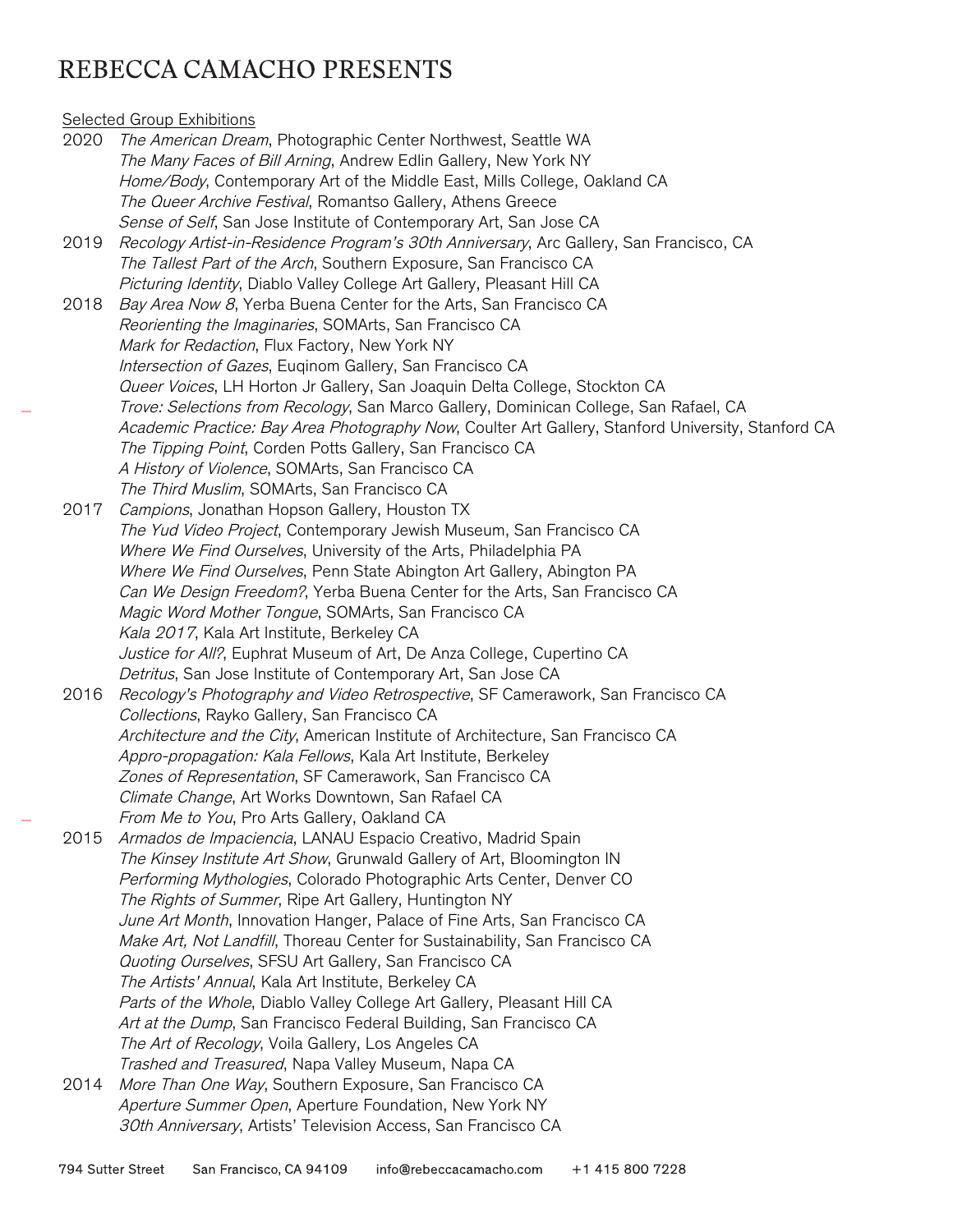# REBECCA CAMACHO PRESENTS

## Selected Group Exhibitions

2020 *The American Dream*, Photographic Center Northwest, Seattle WA
*The Many Faces of Bill Arning*, Andrew Edlin Gallery, New York NY
*Home/Body*, Contemporary Art of the Middle East, Mills College, Oakland CA
*The Queer Archive Festival*, Romantso Gallery, Athens Greece
*Sense of Self*, San Jose Institute of Contemporary Art, San Jose CA

2019 *Recology Artist-in-Residence Program's 30th Anniversary*, Arc Gallery, San Francisco, CA
*The Tallest Part of the Arch*, Southern Exposure, San Francisco CA
*Picturing Identity*, Diablo Valley College Art Gallery, Pleasant Hill CA

2018 *Bay Area Now 8*, Yerba Buena Center for the Arts, San Francisco CA
*Reorienting the Imaginaries*, SOMArts, San Francisco CA
*Mark for Redaction*, Flux Factory, New York NY
*Intersection of Gazes*, Euqinom Gallery, San Francisco CA
*Queer Voices*, LH Horton Jr Gallery, San Joaquin Delta College, Stockton CA
*Trove: Selections from Recology*, San Marco Gallery, Dominican College, San Rafael, CA
*Academic Practice: Bay Area Photography Now*, Coulter Art Gallery, Stanford University, Stanford CA
*The Tipping Point*, Corden Potts Gallery, San Francisco CA
*A History of Violence*, SOMArts, San Francisco CA
*The Third Muslim*, SOMArts, San Francisco CA

2017 *Campions*, Jonathan Hopson Gallery, Houston TX
*The Yud Video Project*, Contemporary Jewish Museum, San Francisco CA
*Where We Find Ourselves*, University of the Arts, Philadelphia PA
*Where We Find Ourselves*, Penn State Abington Art Gallery, Abington PA
*Can We Design Freedom?*, Yerba Buena Center for the Arts, San Francisco CA
*Magic Word Mother Tongue*, SOMArts, San Francisco CA
*Kala 2017*, Kala Art Institute, Berkeley CA
*Justice for All?*, Euphrat Museum of Art, De Anza College, Cupertino CA
*Detritus*, San Jose Institute of Contemporary Art, San Jose CA

2016 *Recology's Photography and Video Retrospective*, SF Camerawork, San Francisco CA
*Collections*, Rayko Gallery, San Francisco CA
*Architecture and the City*, American Institute of Architecture, San Francisco CA
*Appro-propagation: Kala Fellows*, Kala Art Institute, Berkeley
*Zones of Representation*, SF Camerawork, San Francisco CA
*Climate Change*, Art Works Downtown, San Rafael CA
*From Me to You*, Pro Arts Gallery, Oakland CA

2015 *Armados de Impaciencia*, LANAU Espacio Creativo, Madrid Spain
*The Kinsey Institute Art Show*, Grunwald Gallery of Art, Bloomington IN
*Performing Mythologies*, Colorado Photographic Arts Center, Denver CO
*The Rights of Summer*, Ripe Art Gallery, Huntington NY
*June Art Month*, Innovation Hanger, Palace of Fine Arts, San Francisco CA
*Make Art, Not Landfill*, Thoreau Center for Sustainability, San Francisco CA
*Quoting Ourselves*, SFSU Art Gallery, San Francisco CA
*The Artists' Annual*, Kala Art Institute, Berkeley CA
*Parts of the Whole*, Diablo Valley College Art Gallery, Pleasant Hill CA
*Art at the Dump*, San Francisco Federal Building, San Francisco CA
*The Art of Recology*, Voila Gallery, Los Angeles CA
*Trashed and Treasured*, Napa Valley Museum, Napa CA

2014 *More Than One Way*, Southern Exposure, San Francisco CA
*Aperture Summer Open*, Aperture Foundation, New York NY
*30th Anniversary*, Artists' Television Access, San Francisco CA

794 Sutter Street San Francisco, CA 94109 info@rebeccacamacho.com +1 415 800 7228